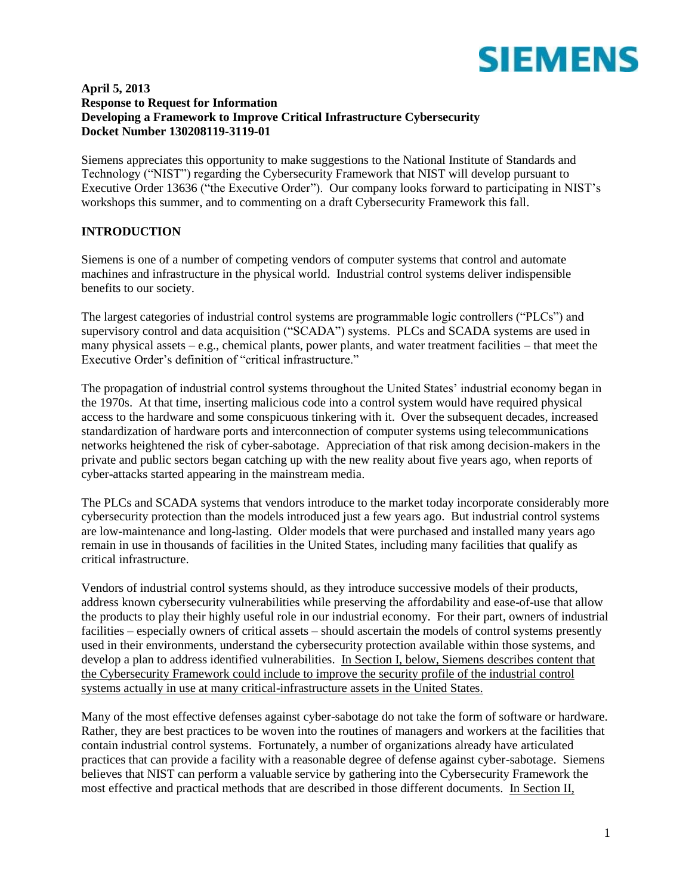SIEMENS

**April 5, 2013**
**Response to Request for Information**
**Developing a Framework to Improve Critical Infrastructure Cybersecurity**
**Docket Number 130208119-3119-01**

Siemens appreciates this opportunity to make suggestions to the National Institute of Standards and Technology ("NIST") regarding the Cybersecurity Framework that NIST will develop pursuant to Executive Order 13636 ("the Executive Order"). Our company looks forward to participating in NIST's workshops this summer, and to commenting on a draft Cybersecurity Framework this fall.

## INTRODUCTION

Siemens is one of a number of competing vendors of computer systems that control and automate machines and infrastructure in the physical world. Industrial control systems deliver indispensible benefits to our society.

The largest categories of industrial control systems are programmable logic controllers ("PLCs") and supervisory control and data acquisition ("SCADA") systems. PLCs and SCADA systems are used in many physical assets – e.g., chemical plants, power plants, and water treatment facilities – that meet the Executive Order's definition of "critical infrastructure."

The propagation of industrial control systems throughout the United States' industrial economy began in the 1970s. At that time, inserting malicious code into a control system would have required physical access to the hardware and some conspicuous tinkering with it. Over the subsequent decades, increased standardization of hardware ports and interconnection of computer systems using telecommunications networks heightened the risk of cyber-sabotage. Appreciation of that risk among decision-makers in the private and public sectors began catching up with the new reality about five years ago, when reports of cyber-attacks started appearing in the mainstream media.

The PLCs and SCADA systems that vendors introduce to the market today incorporate considerably more cybersecurity protection than the models introduced just a few years ago. But industrial control systems are low-maintenance and long-lasting. Older models that were purchased and installed many years ago remain in use in thousands of facilities in the United States, including many facilities that qualify as critical infrastructure.

Vendors of industrial control systems should, as they introduce successive models of their products, address known cybersecurity vulnerabilities while preserving the affordability and ease-of-use that allow the products to play their highly useful role in our industrial economy. For their part, owners of industrial facilities – especially owners of critical assets – should ascertain the models of control systems presently used in their environments, understand the cybersecurity protection available within those systems, and develop a plan to address identified vulnerabilities. <u>In Section I, below, Siemens describes content that the Cybersecurity Framework could include to improve the security profile of the industrial control systems actually in use at many critical-infrastructure assets in the United States.</u>

Many of the most effective defenses against cyber-sabotage do not take the form of software or hardware. Rather, they are best practices to be woven into the routines of managers and workers at the facilities that contain industrial control systems. Fortunately, a number of organizations already have articulated practices that can provide a facility with a reasonable degree of defense against cyber-sabotage. Siemens believes that NIST can perform a valuable service by gathering into the Cybersecurity Framework the most effective and practical methods that are described in those different documents. <u>In Section II,</u>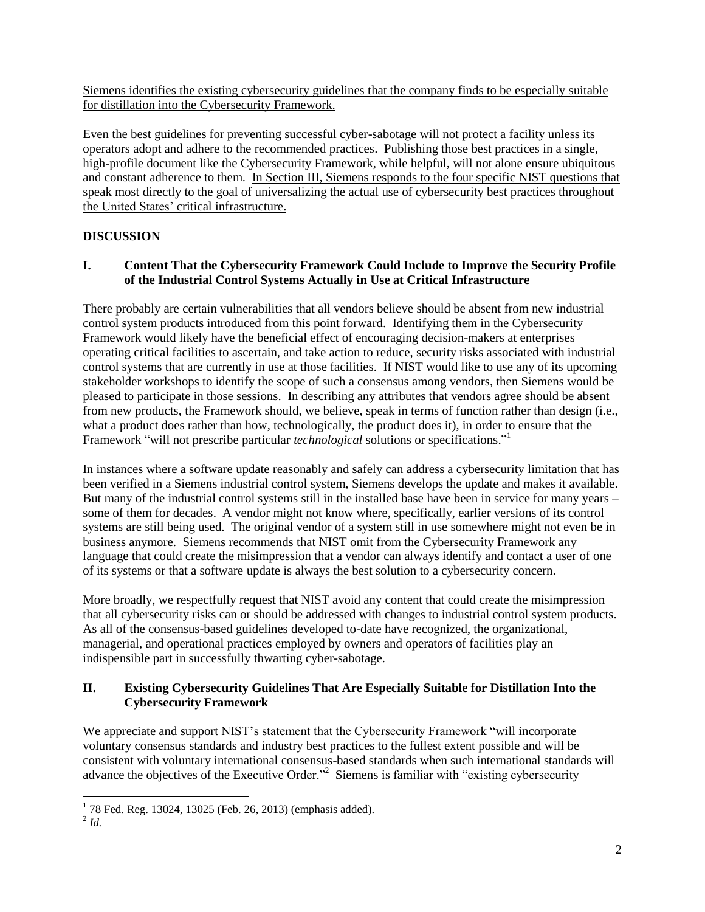Siemens identifies the existing cybersecurity guidelines that the company finds to be especially suitable for distillation into the Cybersecurity Framework.

Even the best guidelines for preventing successful cyber-sabotage will not protect a facility unless its operators adopt and adhere to the recommended practices. Publishing those best practices in a single, high-profile document like the Cybersecurity Framework, while helpful, will not alone ensure ubiquitous and constant adherence to them. In Section III, Siemens responds to the four specific NIST questions that speak most directly to the goal of universalizing the actual use of cybersecurity best practices throughout the United States' critical infrastructure.

## DISCUSSION

### I. Content That the Cybersecurity Framework Could Include to Improve the Security Profile of the Industrial Control Systems Actually in Use at Critical Infrastructure

There probably are certain vulnerabilities that all vendors believe should be absent from new industrial control system products introduced from this point forward. Identifying them in the Cybersecurity Framework would likely have the beneficial effect of encouraging decision-makers at enterprises operating critical facilities to ascertain, and take action to reduce, security risks associated with industrial control systems that are currently in use at those facilities. If NIST would like to use any of its upcoming stakeholder workshops to identify the scope of such a consensus among vendors, then Siemens would be pleased to participate in those sessions. In describing any attributes that vendors agree should be absent from new products, the Framework should, we believe, speak in terms of function rather than design (i.e., what a product does rather than how, technologically, the product does it), in order to ensure that the Framework "will not prescribe particular *technological* solutions or specifications."[1]

In instances where a software update reasonably and safely can address a cybersecurity limitation that has been verified in a Siemens industrial control system, Siemens develops the update and makes it available. But many of the industrial control systems still in the installed base have been in service for many years – some of them for decades. A vendor might not know where, specifically, earlier versions of its control systems are still being used. The original vendor of a system still in use somewhere might not even be in business anymore. Siemens recommends that NIST omit from the Cybersecurity Framework any language that could create the misimpression that a vendor can always identify and contact a user of one of its systems or that a software update is always the best solution to a cybersecurity concern.

More broadly, we respectfully request that NIST avoid any content that could create the misimpression that all cybersecurity risks can or should be addressed with changes to industrial control system products. As all of the consensus-based guidelines developed to-date have recognized, the organizational, managerial, and operational practices employed by owners and operators of facilities play an indispensible part in successfully thwarting cyber-sabotage.

### II. Existing Cybersecurity Guidelines That Are Especially Suitable for Distillation Into the Cybersecurity Framework

We appreciate and support NIST's statement that the Cybersecurity Framework "will incorporate voluntary consensus standards and industry best practices to the fullest extent possible and will be consistent with voluntary international consensus-based standards when such international standards will advance the objectives of the Executive Order."[2] Siemens is familiar with "existing cybersecurity

---

[1] 78 Fed. Reg. 13024, 13025 (Feb. 26, 2013) (emphasis added).

[2] *Id.*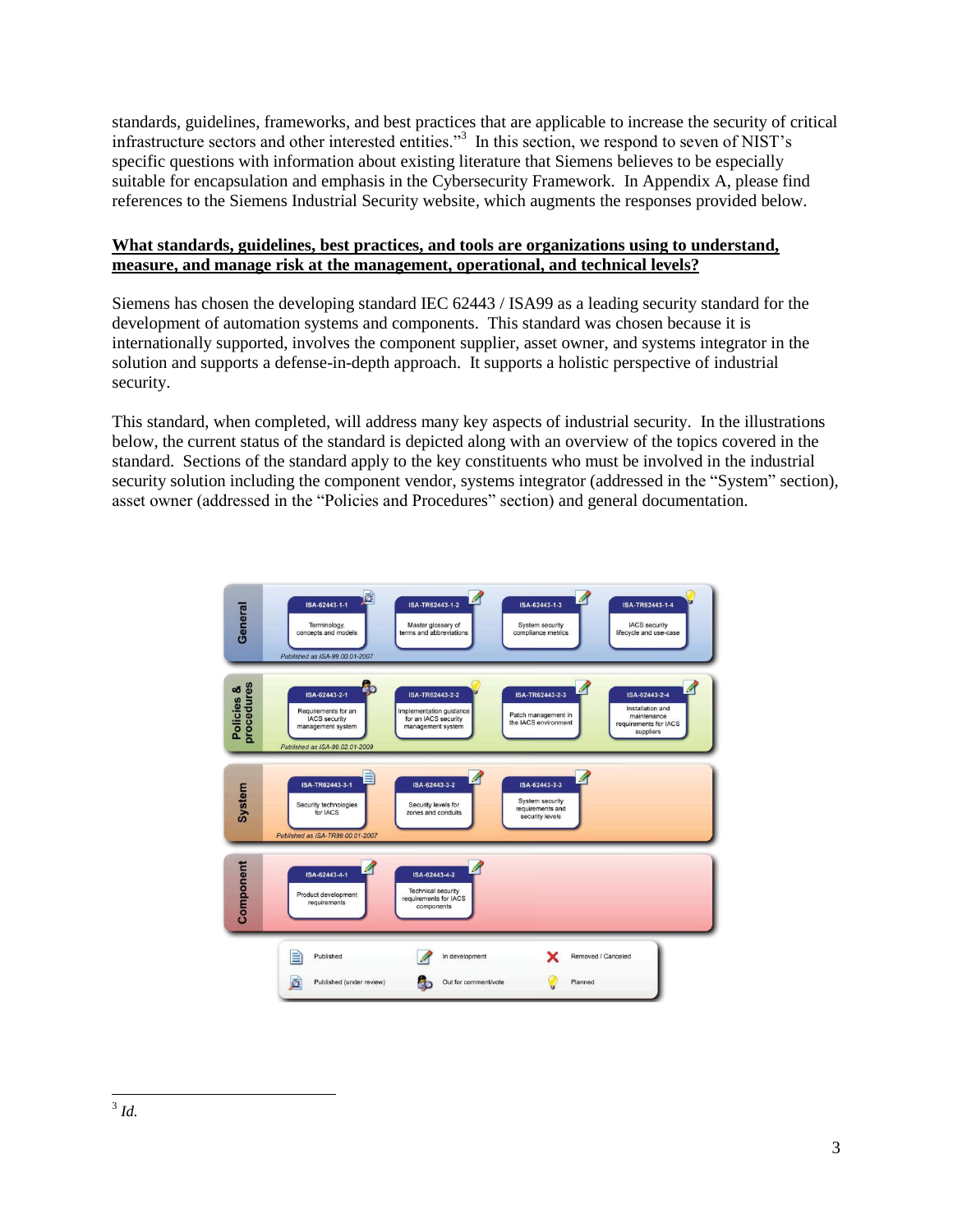standards, guidelines, frameworks, and best practices that are applicable to increase the security of critical infrastructure sectors and other interested entities."[3] In this section, we respond to seven of NIST's specific questions with information about existing literature that Siemens believes to be especially suitable for encapsulation and emphasis in the Cybersecurity Framework. In Appendix A, please find references to the Siemens Industrial Security website, which augments the responses provided below.

**<u>What standards, guidelines, best practices, and tools are organizations using to understand, measure, and manage risk at the management, operational, and technical levels?</u>**

Siemens has chosen the developing standard IEC 62443 / ISA99 as a leading security standard for the development of automation systems and components. This standard was chosen because it is internationally supported, involves the component supplier, asset owner, and systems integrator in the solution and supports a defense-in-depth approach. It supports a holistic perspective of industrial security.

This standard, when completed, will address many key aspects of industrial security. In the illustrations below, the current status of the standard is depicted along with an overview of the topics covered in the standard. Sections of the standard apply to the key constituents who must be involved in the industrial security solution including the component vendor, systems integrator (addressed in the "System" section), asset owner (addressed in the "Policies and Procedures" section) and general documentation.

| Category | | | | |
|---|---|---|---|---|
| General | ISA-62443-1-1 Terminology, concepts and models (Published (under review)) | ISA-TR62443-1-2 Master glossary of terms and abbreviations (In development) | ISA-62443-1-3 System security compliance metrics (In development) | ISA-TR62443-1-4 IACS security lifecycle and use-case (Planned) |
| | *Published as ISA-99.00.01-2007* | | | |
| Policies & procedures | ISA-62443-2-1 Requirements for an IACS security management system (Out for comment/vote) | ISA-TR62443-2-2 Implementation guidance for an IACS security management system (Planned) | ISA-TR62443-2-3 Patch management in the IACS environment (In development) | ISA-62443-2-4 Installation and maintenance requirements for IACS suppliers (In development) |
| | *Published as ISA-99.02.01-2009* | | | |
| System | ISA-TR62443-3-1 Security technologies for IACS (Published) | ISA-62443-3-2 Security levels for zones and conduits (In development) | ISA-62443-3-3 System security requirements and security levels (In development) | |
| | *Published as ISA-TR99.00.01-2007* | | | |
| Component | ISA-62443-4-1 Product development requirements (In development) | ISA-62443-4-2 Technical security requirements for IACS components (In development) | | |

Legend: Published; Published (under review); In development; Out for comment/vote; Removed / Canceled; Planned

---

[3] *Id.*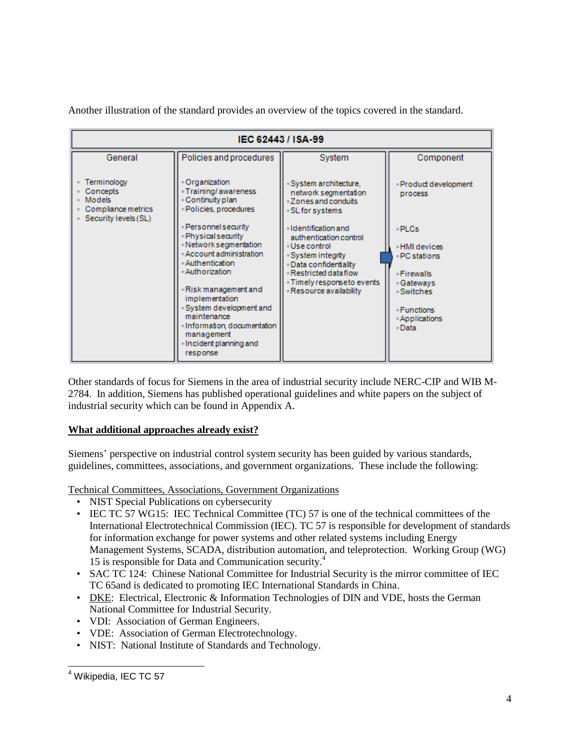Another illustration of the standard provides an overview of the topics covered in the standard.

| IEC 62443 / ISA-99 | | | |
|---|---|---|---|
| General | Policies and procedures | System | Component |
| Terminology<br>Concepts<br>Models<br>Compliance metrics<br>Security levels (SL) | Organization<br>Training/ awareness<br>Continuity plan<br>Policies, procedures<br><br>Personnel security<br>Physical security<br>Network segmentation<br>Account administration<br>Authentication<br>Authorization<br><br>Risk management and implementation<br>System development and maintenance<br>Information, documentation management<br>Incident planning and response | System architecture, network segmentation<br>Zones and conduits<br>SL for systems<br><br>Identification and authentication control<br>Use control<br>System integrity<br>Data confidentiality<br>Restricted data flow<br>Timely response to events<br>Resource availability | Product development process<br><br>PLCs<br><br>HMI devices<br>PC stations<br><br>Firewalls<br>Gateways<br>Switches<br><br>Functions<br>Applications<br>Data |

Other standards of focus for Siemens in the area of industrial security include NERC-CIP and WIB M-2784. In addition, Siemens has published operational guidelines and white papers on the subject of industrial security which can be found in Appendix A.

**What additional approaches already exist?**

Siemens' perspective on industrial control system security has been guided by various standards, guidelines, committees, associations, and government organizations. These include the following:

Technical Committees, Associations, Government Organizations

- NIST Special Publications on cybersecurity
- IEC TC 57 WG15: IEC Technical Committee (TC) 57 is one of the technical committees of the International Electrotechnical Commission (IEC). TC 57 is responsible for development of standards for information exchange for power systems and other related systems including Energy Management Systems, SCADA, distribution automation, and teleprotection. Working Group (WG) 15 is responsible for Data and Communication security.[4]
- SAC TC 124: Chinese National Committee for Industrial Security is the mirror committee of IEC TC 65and is dedicated to promoting IEC International Standards in China.
- DKE: Electrical, Electronic & Information Technologies of DIN and VDE, hosts the German National Committee for Industrial Security.
- VDI: Association of German Engineers.
- VDE: Association of German Electrotechnology.
- NIST: National Institute of Standards and Technology.

[4] Wikipedia, IEC TC 57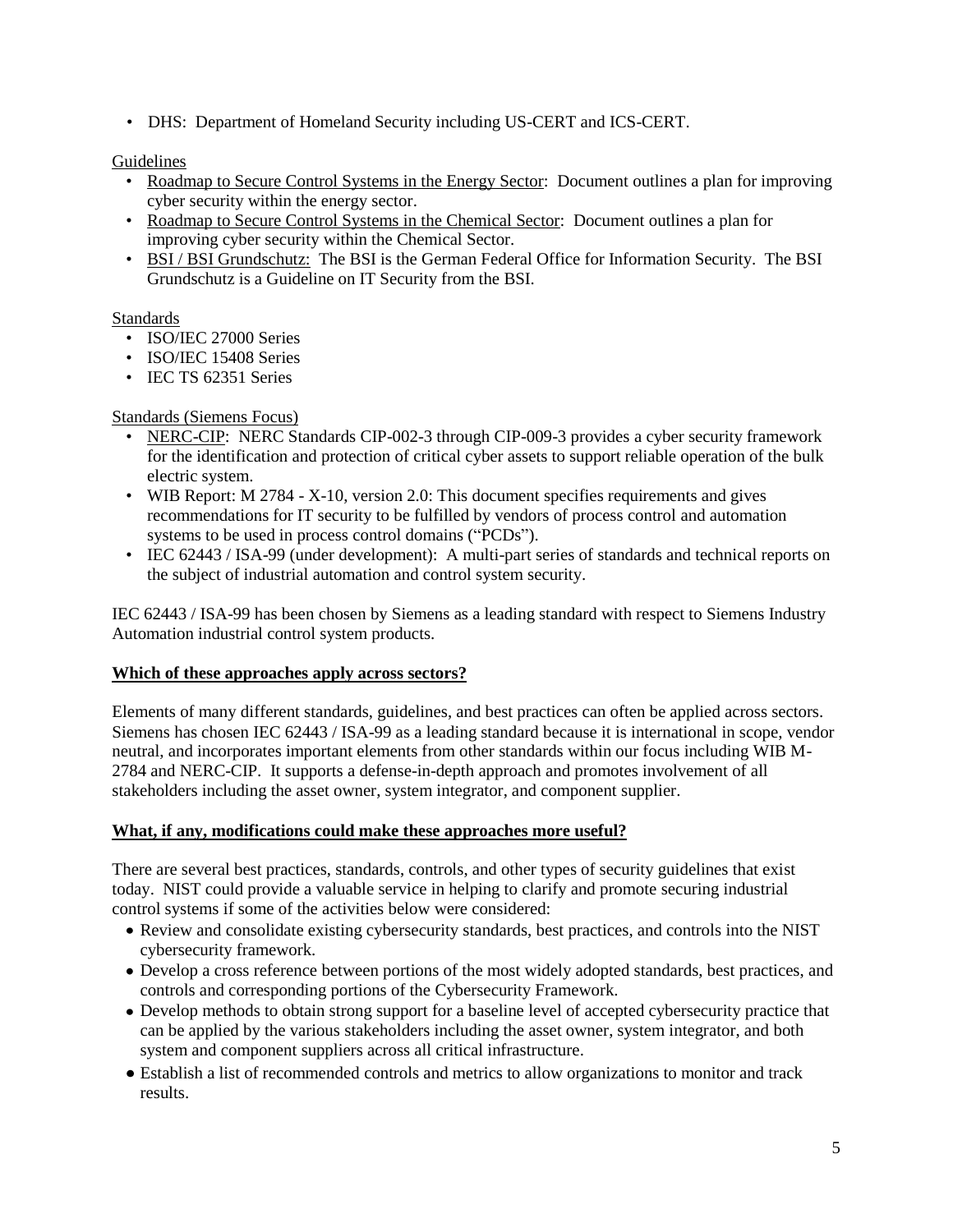- DHS: Department of Homeland Security including US-CERT and ICS-CERT.

Guidelines

- Roadmap to Secure Control Systems in the Energy Sector: Document outlines a plan for improving cyber security within the energy sector.
- Roadmap to Secure Control Systems in the Chemical Sector: Document outlines a plan for improving cyber security within the Chemical Sector.
- BSI / BSI Grundschutz: The BSI is the German Federal Office for Information Security. The BSI Grundschutz is a Guideline on IT Security from the BSI.

Standards

- ISO/IEC 27000 Series
- ISO/IEC 15408 Series
- IEC TS 62351 Series

Standards (Siemens Focus)

- NERC-CIP: NERC Standards CIP-002-3 through CIP-009-3 provides a cyber security framework for the identification and protection of critical cyber assets to support reliable operation of the bulk electric system.
- WIB Report: M 2784 - X-10, version 2.0: This document specifies requirements and gives recommendations for IT security to be fulfilled by vendors of process control and automation systems to be used in process control domains ("PCDs").
- IEC 62443 / ISA-99 (under development): A multi-part series of standards and technical reports on the subject of industrial automation and control system security.

IEC 62443 / ISA-99 has been chosen by Siemens as a leading standard with respect to Siemens Industry Automation industrial control system products.

**Which of these approaches apply across sectors?**

Elements of many different standards, guidelines, and best practices can often be applied across sectors. Siemens has chosen IEC 62443 / ISA-99 as a leading standard because it is international in scope, vendor neutral, and incorporates important elements from other standards within our focus including WIB M-2784 and NERC-CIP. It supports a defense-in-depth approach and promotes involvement of all stakeholders including the asset owner, system integrator, and component supplier.

**What, if any, modifications could make these approaches more useful?**

There are several best practices, standards, controls, and other types of security guidelines that exist today. NIST could provide a valuable service in helping to clarify and promote securing industrial control systems if some of the activities below were considered:

- Review and consolidate existing cybersecurity standards, best practices, and controls into the NIST cybersecurity framework.
- Develop a cross reference between portions of the most widely adopted standards, best practices, and controls and corresponding portions of the Cybersecurity Framework.
- Develop methods to obtain strong support for a baseline level of accepted cybersecurity practice that can be applied by the various stakeholders including the asset owner, system integrator, and both system and component suppliers across all critical infrastructure.
- Establish a list of recommended controls and metrics to allow organizations to monitor and track results.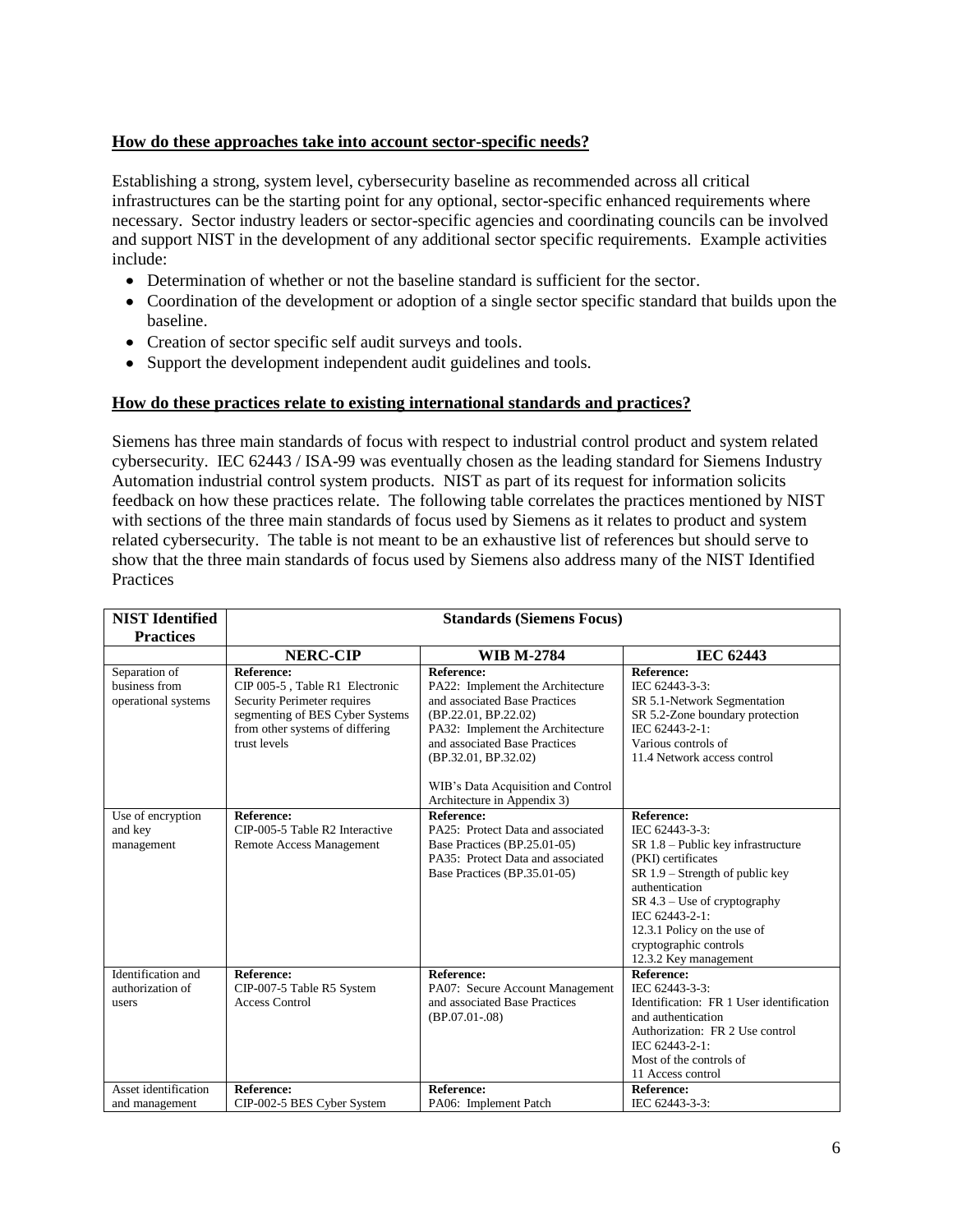## How do these approaches take into account sector-specific needs?

Establishing a strong, system level, cybersecurity baseline as recommended across all critical infrastructures can be the starting point for any optional, sector-specific enhanced requirements where necessary. Sector industry leaders or sector-specific agencies and coordinating councils can be involved and support NIST in the development of any additional sector specific requirements. Example activities include:

- Determination of whether or not the baseline standard is sufficient for the sector.
- Coordination of the development or adoption of a single sector specific standard that builds upon the baseline.
- Creation of sector specific self audit surveys and tools.
- Support the development independent audit guidelines and tools.

## How do these practices relate to existing international standards and practices?

Siemens has three main standards of focus with respect to industrial control product and system related cybersecurity. IEC 62443 / ISA-99 was eventually chosen as the leading standard for Siemens Industry Automation industrial control system products. NIST as part of its request for information solicits feedback on how these practices relate. The following table correlates the practices mentioned by NIST with sections of the three main standards of focus used by Siemens as it relates to product and system related cybersecurity. The table is not meant to be an exhaustive list of references but should serve to show that the three main standards of focus used by Siemens also address many of the NIST Identified Practices

| NIST Identified Practices | Standards (Siemens Focus) | | |
|---|---|---|---|
| | **NERC-CIP** | **WIB M-2784** | **IEC 62443** |
| Separation of business from operational systems | **Reference:**<br>CIP 005-5 , Table R1 Electronic Security Perimeter requires segmenting of BES Cyber Systems from other systems of differing trust levels | **Reference:**<br>PA22: Implement the Architecture and associated Base Practices (BP.22.01, BP.22.02)<br>PA32: Implement the Architecture and associated Base Practices (BP.32.01, BP.32.02)<br><br>WIB's Data Acquisition and Control Architecture in Appendix 3) | **Reference:**<br>IEC 62443-3-3:<br>SR 5.1-Network Segmentation<br>SR 5.2-Zone boundary protection<br>IEC 62443-2-1:<br>Various controls of<br>11.4 Network access control |
| Use of encryption and key management | **Reference:**<br>CIP-005-5 Table R2 Interactive Remote Access Management | **Reference:**<br>PA25: Protect Data and associated Base Practices (BP.25.01-05)<br>PA35: Protect Data and associated Base Practices (BP.35.01-05) | **Reference:**<br>IEC 62443-3-3:<br>SR 1.8 – Public key infrastructure (PKI) certificates<br>SR 1.9 – Strength of public key authentication<br>SR 4.3 – Use of cryptography<br>IEC 62443-2-1:<br>12.3.1 Policy on the use of cryptographic controls<br>12.3.2 Key management |
| Identification and authorization of users | **Reference:**<br>CIP-007-5 Table R5 System Access Control | **Reference:**<br>PA07: Secure Account Management and associated Base Practices (BP.07.01-.08) | **Reference:**<br>IEC 62443-3-3:<br>Identification: FR 1 User identification and authentication<br>Authorization: FR 2 Use control<br>IEC 62443-2-1:<br>Most of the controls of<br>11 Access control |
| Asset identification and management | **Reference:**<br>CIP-002-5 BES Cyber System | **Reference:**<br>PA06: Implement Patch | **Reference:**<br>IEC 62443-3-3: |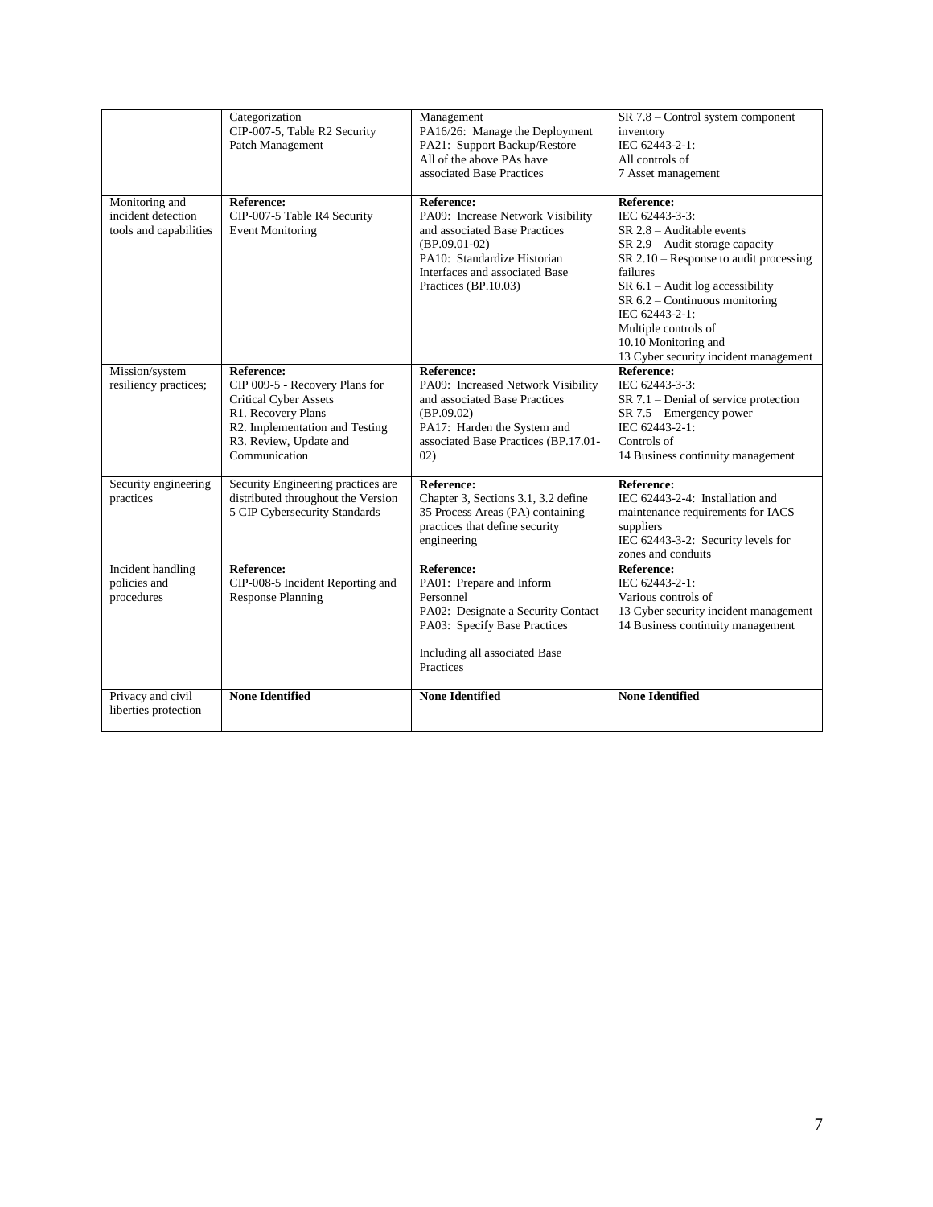| | | | |
|---|---|---|---|
| | Categorization<br>CIP-007-5, Table R2 Security Patch Management | Management<br>PA16/26: Manage the Deployment<br>PA21: Support Backup/Restore<br>All of the above PAs have associated Base Practices | SR 7.8 – Control system component inventory<br>IEC 62443-2-1:<br>All controls of<br>7 Asset management |
| Monitoring and incident detection tools and capabilities | **Reference:**<br>CIP-007-5 Table R4 Security Event Monitoring | **Reference:**<br>PA09: Increase Network Visibility and associated Base Practices (BP.09.01-02)<br>PA10: Standardize Historian Interfaces and associated Base Practices (BP.10.03) | **Reference:**<br>IEC 62443-3-3:<br>SR 2.8 – Auditable events<br>SR 2.9 – Audit storage capacity<br>SR 2.10 – Response to audit processing failures<br>SR 6.1 – Audit log accessibility<br>SR 6.2 – Continuous monitoring<br>IEC 62443-2-1:<br>Multiple controls of<br>10.10 Monitoring and<br>13 Cyber security incident management |
| Mission/system resiliency practices; | **Reference:**<br>CIP 009-5 - Recovery Plans for Critical Cyber Assets<br>R1. Recovery Plans<br>R2. Implementation and Testing<br>R3. Review, Update and Communication | **Reference:**<br>PA09: Increased Network Visibility and associated Base Practices (BP.09.02)<br>PA17: Harden the System and associated Base Practices (BP.17.01-02) | **Reference:**<br>IEC 62443-3-3:<br>SR 7.1 – Denial of service protection<br>SR 7.5 – Emergency power<br>IEC 62443-2-1:<br>Controls of<br>14 Business continuity management |
| Security engineering practices | Security Engineering practices are distributed throughout the Version 5 CIP Cybersecurity Standards | **Reference:**<br>Chapter 3, Sections 3.1, 3.2 define 35 Process Areas (PA) containing practices that define security engineering | **Reference:**<br>IEC 62443-2-4: Installation and maintenance requirements for IACS suppliers<br>IEC 62443-3-2: Security levels for zones and conduits |
| Incident handling policies and procedures | **Reference:**<br>CIP-008-5 Incident Reporting and Response Planning | **Reference:**<br>PA01: Prepare and Inform Personnel<br>PA02: Designate a Security Contact<br>PA03: Specify Base Practices<br><br>Including all associated Base Practices | **Reference:**<br>IEC 62443-2-1:<br>Various controls of<br>13 Cyber security incident management<br>14 Business continuity management |
| Privacy and civil liberties protection | **None Identified** | **None Identified** | **None Identified** |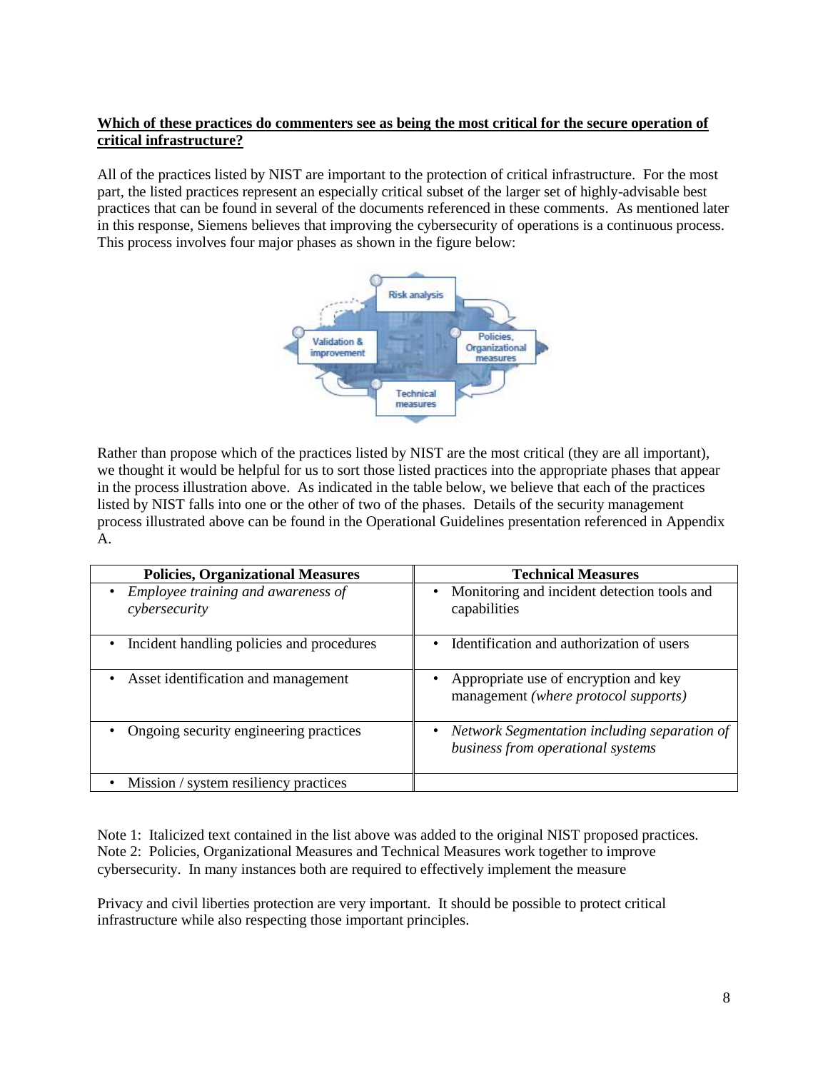**<u>Which of these practices do commenters see as being the most critical for the secure operation of critical infrastructure?</u>**

All of the practices listed by NIST are important to the protection of critical infrastructure. For the most part, the listed practices represent an especially critical subset of the larger set of highly-advisable best practices that can be found in several of the documents referenced in these comments. As mentioned later in this response, Siemens believes that improving the cybersecurity of operations is a continuous process. This process involves four major phases as shown in the figure below:

Rather than propose which of the practices listed by NIST are the most critical (they are all important), we thought it would be helpful for us to sort those listed practices into the appropriate phases that appear in the process illustration above. As indicated in the table below, we believe that each of the practices listed by NIST falls into one or the other of two of the phases. Details of the security management process illustrated above can be found in the Operational Guidelines presentation referenced in Appendix A.

| Policies, Organizational Measures | Technical Measures |
|---|---|
| • *Employee training and awareness of cybersecurity* | • Monitoring and incident detection tools and capabilities |
| • Incident handling policies and procedures | • Identification and authorization of users |
| • Asset identification and management | • Appropriate use of encryption and key management *(where protocol supports)* |
| • Ongoing security engineering practices | • *Network Segmentation including separation of business from operational systems* |
| • Mission / system resiliency practices | |

Note 1: Italicized text contained in the list above was added to the original NIST proposed practices.
Note 2: Policies, Organizational Measures and Technical Measures work together to improve cybersecurity. In many instances both are required to effectively implement the measure

Privacy and civil liberties protection are very important. It should be possible to protect critical infrastructure while also respecting those important principles.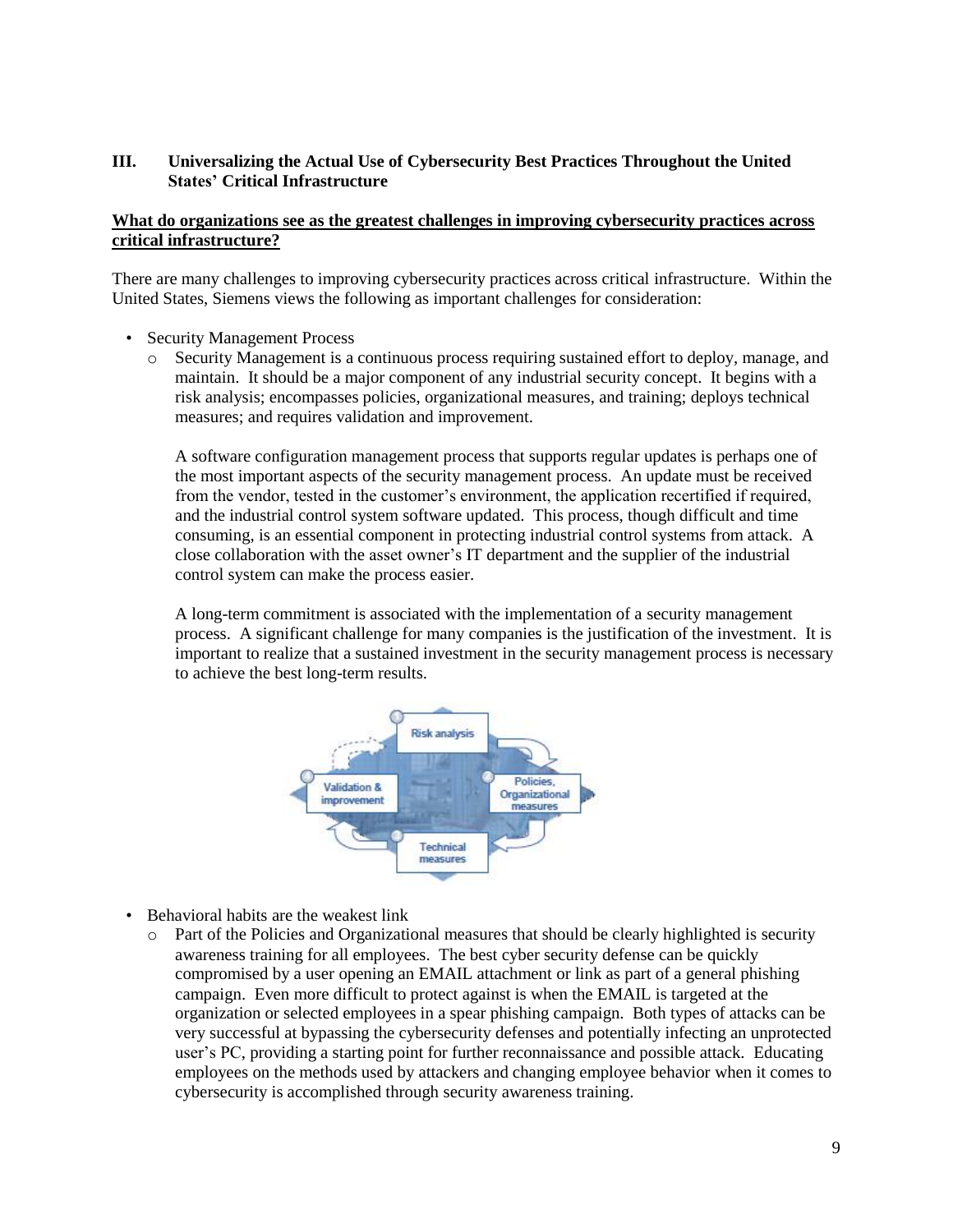### III. Universalizing the Actual Use of Cybersecurity Best Practices Throughout the United States' Critical Infrastructure

**<u>What do organizations see as the greatest challenges in improving cybersecurity practices across critical infrastructure?</u>**

There are many challenges to improving cybersecurity practices across critical infrastructure. Within the United States, Siemens views the following as important challenges for consideration:

- Security Management Process
  - Security Management is a continuous process requiring sustained effort to deploy, manage, and maintain. It should be a major component of any industrial security concept. It begins with a risk analysis; encompasses policies, organizational measures, and training; deploys technical measures; and requires validation and improvement.

    A software configuration management process that supports regular updates is perhaps one of the most important aspects of the security management process. An update must be received from the vendor, tested in the customer's environment, the application recertified if required, and the industrial control system software updated. This process, though difficult and time consuming, is an essential component in protecting industrial control systems from attack. A close collaboration with the asset owner's IT department and the supplier of the industrial control system can make the process easier.

    A long-term commitment is associated with the implementation of a security management process. A significant challenge for many companies is the justification of the investment. It is important to realize that a sustained investment in the security management process is necessary to achieve the best long-term results.

- Behavioral habits are the weakest link
  - Part of the Policies and Organizational measures that should be clearly highlighted is security awareness training for all employees. The best cyber security defense can be quickly compromised by a user opening an EMAIL attachment or link as part of a general phishing campaign. Even more difficult to protect against is when the EMAIL is targeted at the organization or selected employees in a spear phishing campaign. Both types of attacks can be very successful at bypassing the cybersecurity defenses and potentially infecting an unprotected user's PC, providing a starting point for further reconnaissance and possible attack. Educating employees on the methods used by attackers and changing employee behavior when it comes to cybersecurity is accomplished through security awareness training.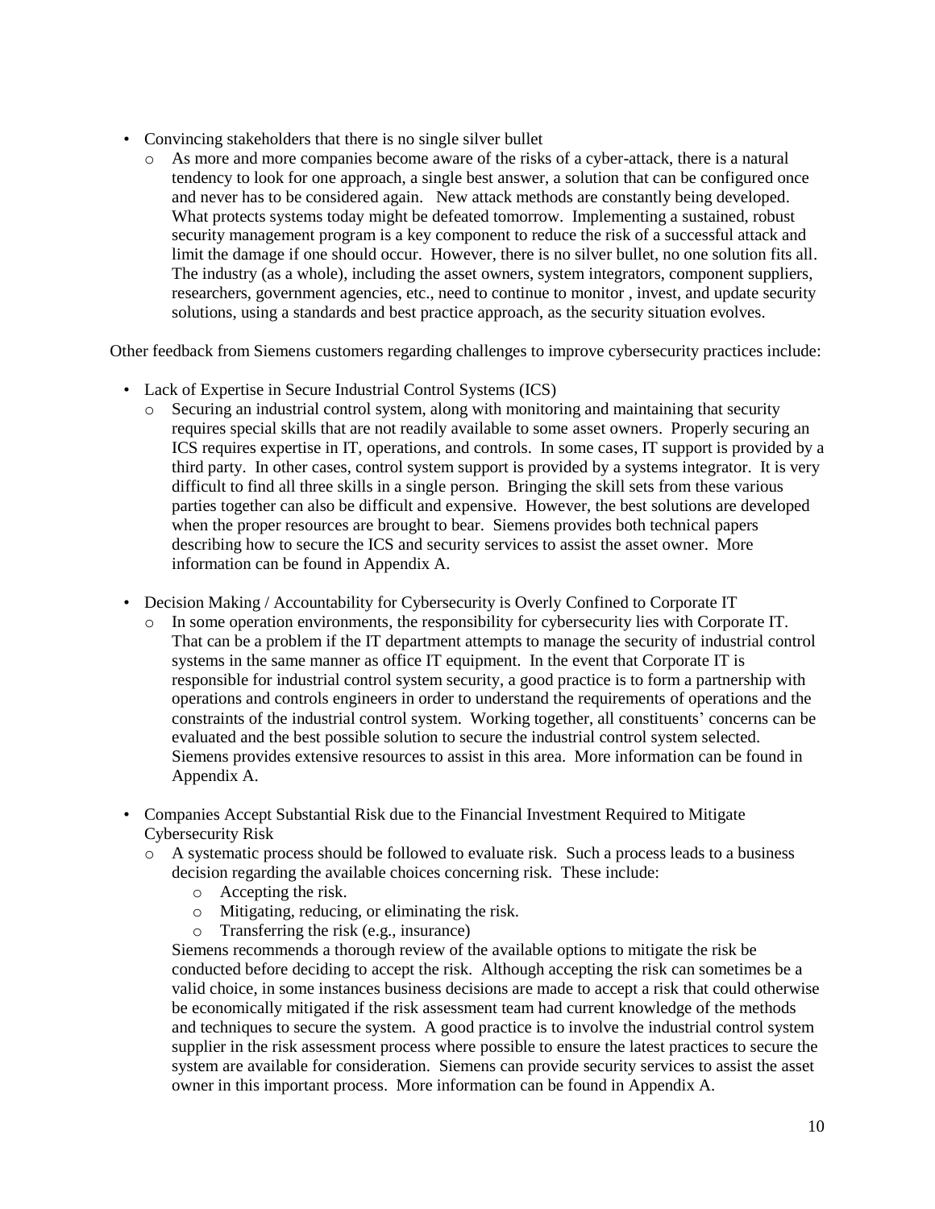- Convincing stakeholders that there is no single silver bullet
  - As more and more companies become aware of the risks of a cyber-attack, there is a natural tendency to look for one approach, a single best answer, a solution that can be configured once and never has to be considered again. New attack methods are constantly being developed. What protects systems today might be defeated tomorrow. Implementing a sustained, robust security management program is a key component to reduce the risk of a successful attack and limit the damage if one should occur. However, there is no silver bullet, no one solution fits all. The industry (as a whole), including the asset owners, system integrators, component suppliers, researchers, government agencies, etc., need to continue to monitor , invest, and update security solutions, using a standards and best practice approach, as the security situation evolves.

Other feedback from Siemens customers regarding challenges to improve cybersecurity practices include:

- Lack of Expertise in Secure Industrial Control Systems (ICS)
  - Securing an industrial control system, along with monitoring and maintaining that security requires special skills that are not readily available to some asset owners. Properly securing an ICS requires expertise in IT, operations, and controls. In some cases, IT support is provided by a third party. In other cases, control system support is provided by a systems integrator. It is very difficult to find all three skills in a single person. Bringing the skill sets from these various parties together can also be difficult and expensive. However, the best solutions are developed when the proper resources are brought to bear. Siemens provides both technical papers describing how to secure the ICS and security services to assist the asset owner. More information can be found in Appendix A.

- Decision Making / Accountability for Cybersecurity is Overly Confined to Corporate IT
  - In some operation environments, the responsibility for cybersecurity lies with Corporate IT. That can be a problem if the IT department attempts to manage the security of industrial control systems in the same manner as office IT equipment. In the event that Corporate IT is responsible for industrial control system security, a good practice is to form a partnership with operations and controls engineers in order to understand the requirements of operations and the constraints of the industrial control system. Working together, all constituents' concerns can be evaluated and the best possible solution to secure the industrial control system selected. Siemens provides extensive resources to assist in this area. More information can be found in Appendix A.

- Companies Accept Substantial Risk due to the Financial Investment Required to Mitigate Cybersecurity Risk
  - A systematic process should be followed to evaluate risk. Such a process leads to a business decision regarding the available choices concerning risk. These include:
    - Accepting the risk.
    - Mitigating, reducing, or eliminating the risk.
    - Transferring the risk (e.g., insurance)

    Siemens recommends a thorough review of the available options to mitigate the risk be conducted before deciding to accept the risk. Although accepting the risk can sometimes be a valid choice, in some instances business decisions are made to accept a risk that could otherwise be economically mitigated if the risk assessment team had current knowledge of the methods and techniques to secure the system. A good practice is to involve the industrial control system supplier in the risk assessment process where possible to ensure the latest practices to secure the system are available for consideration. Siemens can provide security services to assist the asset owner in this important process. More information can be found in Appendix A.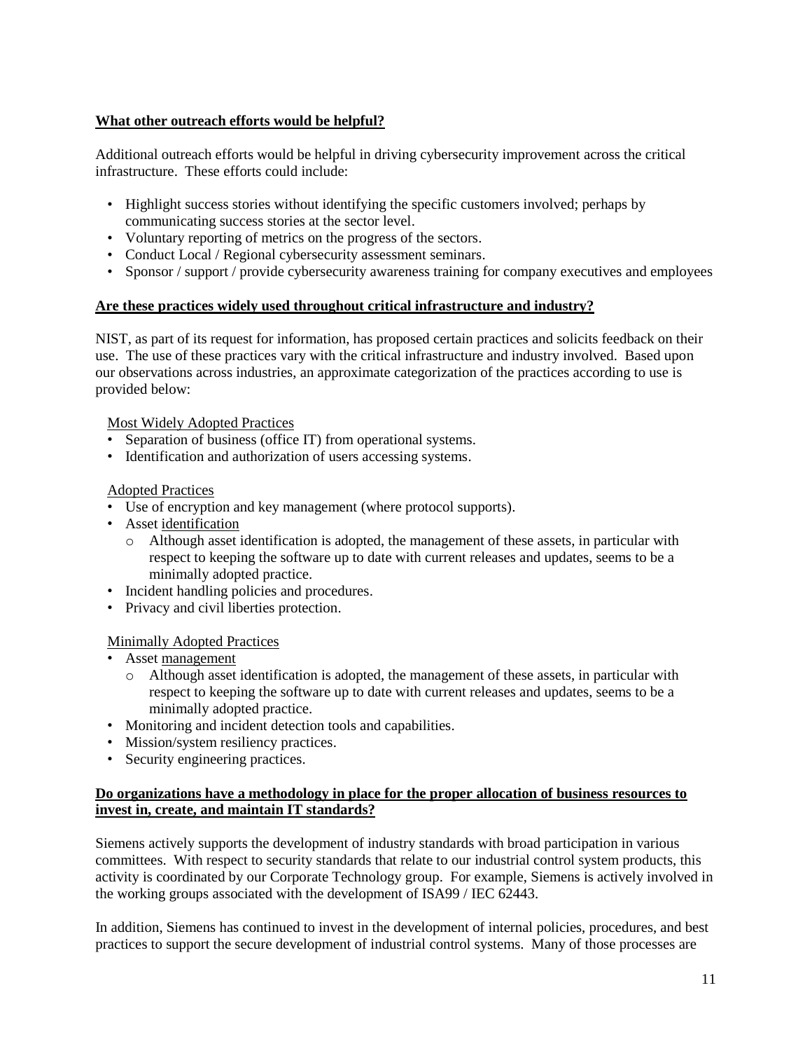**<u>What other outreach efforts would be helpful?</u>**

Additional outreach efforts would be helpful in driving cybersecurity improvement across the critical infrastructure. These efforts could include:

- Highlight success stories without identifying the specific customers involved; perhaps by communicating success stories at the sector level.
- Voluntary reporting of metrics on the progress of the sectors.
- Conduct Local / Regional cybersecurity assessment seminars.
- Sponsor / support / provide cybersecurity awareness training for company executives and employees

**<u>Are these practices widely used throughout critical infrastructure and industry?</u>**

NIST, as part of its request for information, has proposed certain practices and solicits feedback on their use. The use of these practices vary with the critical infrastructure and industry involved. Based upon our observations across industries, an approximate categorization of the practices according to use is provided below:

<u>Most Widely Adopted Practices</u>

- Separation of business (office IT) from operational systems.
- Identification and authorization of users accessing systems.

<u>Adopted Practices</u>

- Use of encryption and key management (where protocol supports).
- Asset <u>identification</u>
  - Although asset identification is adopted, the management of these assets, in particular with respect to keeping the software up to date with current releases and updates, seems to be a minimally adopted practice.
- Incident handling policies and procedures.
- Privacy and civil liberties protection.

<u>Minimally Adopted Practices</u>

- Asset <u>management</u>
  - Although asset identification is adopted, the management of these assets, in particular with respect to keeping the software up to date with current releases and updates, seems to be a minimally adopted practice.
- Monitoring and incident detection tools and capabilities.
- Mission/system resiliency practices.
- Security engineering practices.

**<u>Do organizations have a methodology in place for the proper allocation of business resources to invest in, create, and maintain IT standards?</u>**

Siemens actively supports the development of industry standards with broad participation in various committees. With respect to security standards that relate to our industrial control system products, this activity is coordinated by our Corporate Technology group. For example, Siemens is actively involved in the working groups associated with the development of ISA99 / IEC 62443.

In addition, Siemens has continued to invest in the development of internal policies, procedures, and best practices to support the secure development of industrial control systems. Many of those processes are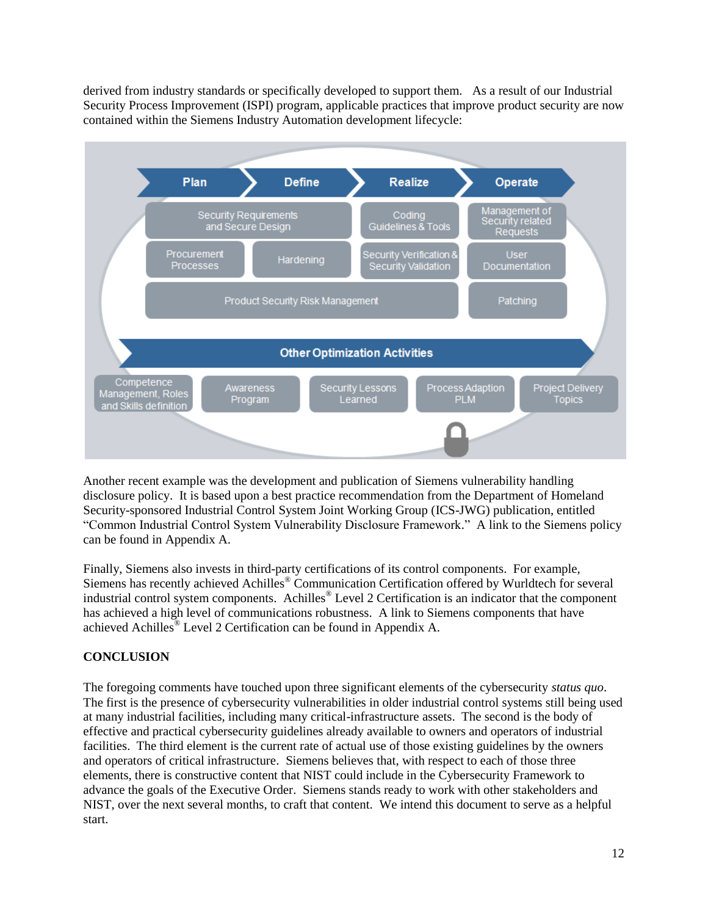derived from industry standards or specifically developed to support them. As a result of our Industrial Security Process Improvement (ISPI) program, applicable practices that improve product security are now contained within the Siemens Industry Automation development lifecycle:

| Plan | Define | Realize | Operate |
|---|---|---|---|
| Security Requirements and Secure Design | | Coding Guidelines & Tools | Management of Security related Requests |
| Procurement Processes | Hardening | Security Verification & Security Validation | User Documentation |
| Product Security Risk Management | | | Patching |

**Other Optimization Activities**

- Competence Management, Roles and Skills definition
- Awareness Program
- Security Lessons Learned
- Process Adaption PLM
- Project Delivery Topics

Another recent example was the development and publication of Siemens vulnerability handling disclosure policy. It is based upon a best practice recommendation from the Department of Homeland Security-sponsored Industrial Control System Joint Working Group (ICS-JWG) publication, entitled "Common Industrial Control System Vulnerability Disclosure Framework." A link to the Siemens policy can be found in Appendix A.

Finally, Siemens also invests in third-party certifications of its control components. For example, Siemens has recently achieved Achilles® Communication Certification offered by Wurldtech for several industrial control system components. Achilles® Level 2 Certification is an indicator that the component has achieved a high level of communications robustness. A link to Siemens components that have achieved Achilles® Level 2 Certification can be found in Appendix A.

**CONCLUSION**

The foregoing comments have touched upon three significant elements of the cybersecurity *status quo*. The first is the presence of cybersecurity vulnerabilities in older industrial control systems still being used at many industrial facilities, including many critical-infrastructure assets. The second is the body of effective and practical cybersecurity guidelines already available to owners and operators of industrial facilities. The third element is the current rate of actual use of those existing guidelines by the owners and operators of critical infrastructure. Siemens believes that, with respect to each of those three elements, there is constructive content that NIST could include in the Cybersecurity Framework to advance the goals of the Executive Order. Siemens stands ready to work with other stakeholders and NIST, over the next several months, to craft that content. We intend this document to serve as a helpful start.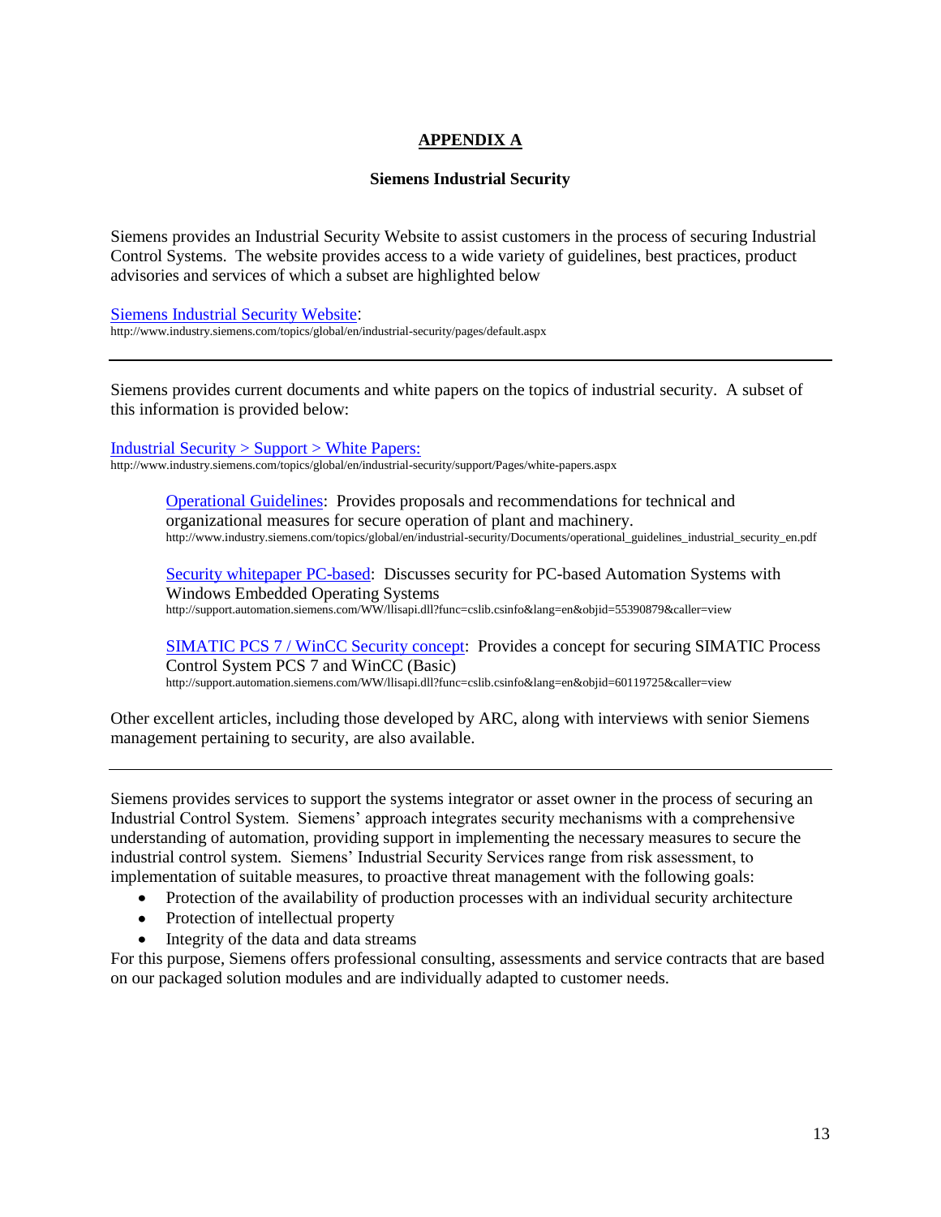# APPENDIX A

## Siemens Industrial Security

Siemens provides an Industrial Security Website to assist customers in the process of securing Industrial Control Systems. The website provides access to a wide variety of guidelines, best practices, product advisories and services of which a subset are highlighted below

Siemens Industrial Security Website:
http://www.industry.siemens.com/topics/global/en/industrial-security/pages/default.aspx

---

Siemens provides current documents and white papers on the topics of industrial security. A subset of this information is provided below:

Industrial Security > Support > White Papers:
http://www.industry.siemens.com/topics/global/en/industrial-security/support/Pages/white-papers.aspx

> Operational Guidelines: Provides proposals and recommendations for technical and organizational measures for secure operation of plant and machinery.
> http://www.industry.siemens.com/topics/global/en/industrial-security/Documents/operational_guidelines_industrial_security_en.pdf
>
> Security whitepaper PC-based: Discusses security for PC-based Automation Systems with Windows Embedded Operating Systems
> http://support.automation.siemens.com/WW/llisapi.dll?func=cslib.csinfo&lang=en&objid=55390879&caller=view
>
> SIMATIC PCS 7 / WinCC Security concept: Provides a concept for securing SIMATIC Process Control System PCS 7 and WinCC (Basic)
> http://support.automation.siemens.com/WW/llisapi.dll?func=cslib.csinfo&lang=en&objid=60119725&caller=view

Other excellent articles, including those developed by ARC, along with interviews with senior Siemens management pertaining to security, are also available.

---

Siemens provides services to support the systems integrator or asset owner in the process of securing an Industrial Control System. Siemens' approach integrates security mechanisms with a comprehensive understanding of automation, providing support in implementing the necessary measures to secure the industrial control system. Siemens' Industrial Security Services range from risk assessment, to implementation of suitable measures, to proactive threat management with the following goals:

- Protection of the availability of production processes with an individual security architecture
- Protection of intellectual property
- Integrity of the data and data streams

For this purpose, Siemens offers professional consulting, assessments and service contracts that are based on our packaged solution modules and are individually adapted to customer needs.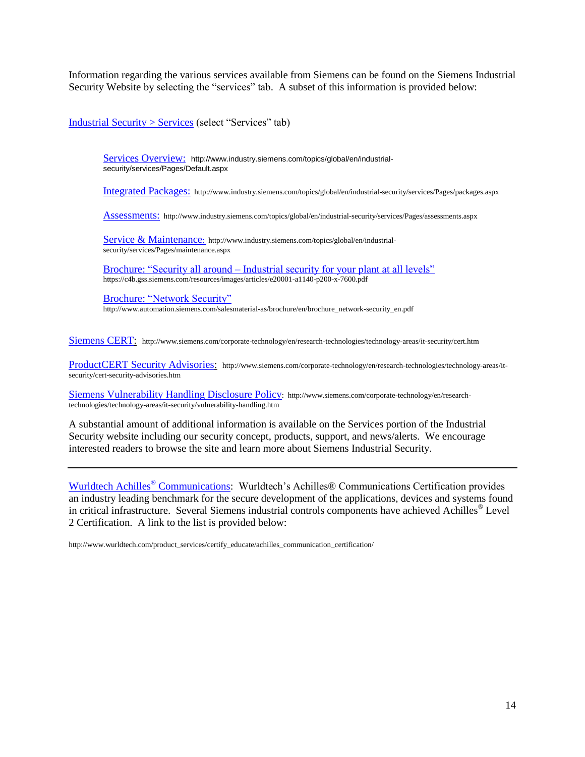Information regarding the various services available from Siemens can be found on the Siemens Industrial Security Website by selecting the “services” tab. A subset of this information is provided below:

Industrial Security > Services (select “Services” tab)

> Services Overview: http://www.industry.siemens.com/topics/global/en/industrial-security/services/Pages/Default.aspx
>
> Integrated Packages: http://www.industry.siemens.com/topics/global/en/industrial-security/services/Pages/packages.aspx
>
> Assessments: http://www.industry.siemens.com/topics/global/en/industrial-security/services/Pages/assessments.aspx
>
> Service & Maintenance: http://www.industry.siemens.com/topics/global/en/industrial-security/services/Pages/maintenance.aspx
>
> Brochure: “Security all around – Industrial security for your plant at all levels”
> https://c4b.gss.siemens.com/resources/images/articles/e20001-a1140-p200-x-7600.pdf
>
> Brochure: “Network Security”
> http://www.automation.siemens.com/salesmaterial-as/brochure/en/brochure_network-security_en.pdf

Siemens CERT: http://www.siemens.com/corporate-technology/en/research-technologies/technology-areas/it-security/cert.htm

ProductCERT Security Advisories: http://www.siemens.com/corporate-technology/en/research-technologies/technology-areas/it-security/cert-security-advisories.htm

Siemens Vulnerability Handling Disclosure Policy: http://www.siemens.com/corporate-technology/en/research-technologies/technology-areas/it-security/vulnerability-handling.htm

A substantial amount of additional information is available on the Services portion of the Industrial Security website including our security concept, products, support, and news/alerts. We encourage interested readers to browse the site and learn more about Siemens Industrial Security.

---

Wurldtech Achilles® Communications: Wurldtech’s Achilles® Communications Certification provides an industry leading benchmark for the secure development of the applications, devices and systems found in critical infrastructure. Several Siemens industrial controls components have achieved Achilles® Level 2 Certification. A link to the list is provided below:

http://www.wurldtech.com/product_services/certify_educate/achilles_communication_certification/